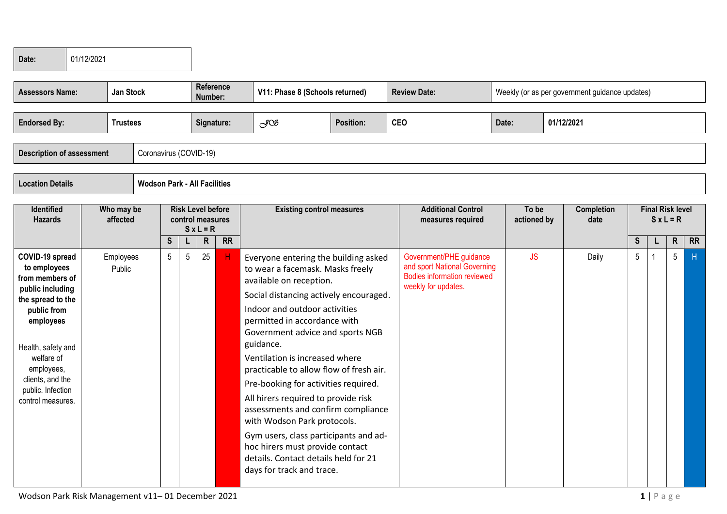| Date: | 01/12/2021 |
|---|---|

| Assessors Name: | Jan Stock | Reference Number: | V11: Phase 8 (Schools returned) | Review Date: | Weekly (or as per government guidance updates) |
|---|---|---|---|---|---|

| Endorsed By: | Trustees | Signature: | JCS | Position: | CEO | Date: | 01/12/2021 |
|---|---|---|---|---|---|---|---|

| Description of assessment | Coronavirus (COVID-19) |
|---|---|

| Location Details | Wodson Park - All Facilities |
|---|---|

| Identified Hazards | Who may be affected | Risk Level before control measures S x L = R | | | | Existing control measures | Additional Control measures required | To be actioned by | Completion date | Final Risk level S x L = R | | | |
|---|---|---|---|---|---|---|---|---|---|---|---|---|---|
| | | S | L | R | RR | | | | | S | L | R | RR |
| **COVID-19 spread to employees from members of public including the spread to the public from employees**<br><br>Health, safety and welfare of employees, clients, and the public. Infection control measures. | Employees<br>Public | 5 | 5 | 25 | H | Everyone entering the building asked to wear a facemask. Masks freely available on reception.<br>Social distancing actively encouraged.<br>Indoor and outdoor activities permitted in accordance with Government advice and sports NGB guidance.<br>Ventilation is increased where practicable to allow flow of fresh air.<br>Pre-booking for activities required.<br>All hirers required to provide risk assessments and confirm compliance with Wodson Park protocols.<br>Gym users, class participants and ad-hoc hirers must provide contact details. Contact details held for 21 days for track and trace. | Government/PHE guidance and sport National Governing Bodies information reviewed weekly for updates. | JS | Daily | 5 | 1 | 5 | H |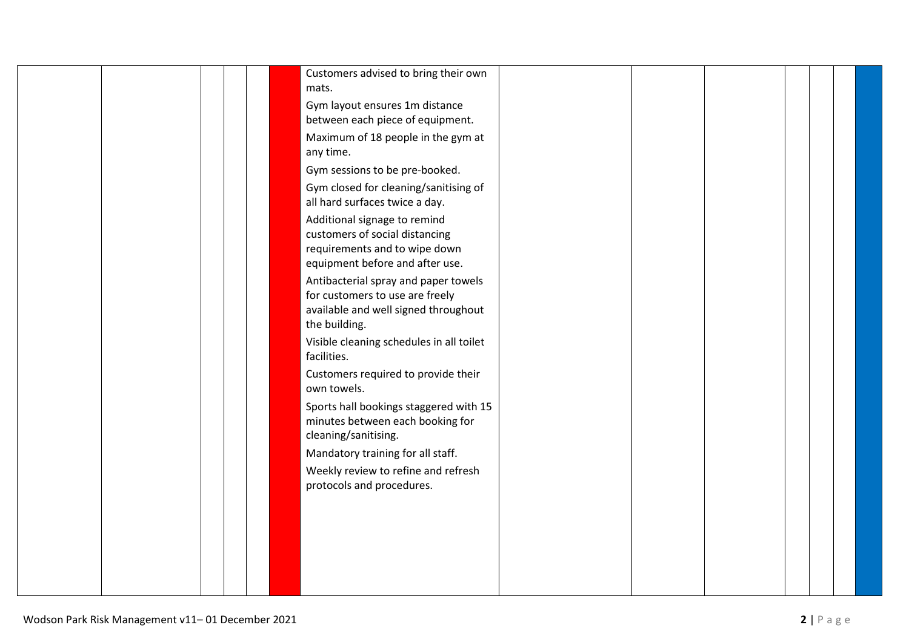|  |  |  |  |  |  |  |  |  |  |  |  |  |  |
|---|---|---|---|---|---|---|---|---|---|---|---|---|---|
|  |  |  |  |  |  | Customers advised to bring their own mats.<br>Gym layout ensures 1m distance between each piece of equipment.<br>Maximum of 18 people in the gym at any time.<br>Gym sessions to be pre-booked.<br>Gym closed for cleaning/sanitising of all hard surfaces twice a day.<br>Additional signage to remind customers of social distancing requirements and to wipe down equipment before and after use.<br>Antibacterial spray and paper towels for customers to use are freely available and well signed throughout the building.<br>Visible cleaning schedules in all toilet facilities.<br>Customers required to provide their own towels.<br>Sports hall bookings staggered with 15 minutes between each booking for cleaning/sanitising.<br>Mandatory training for all staff.<br>Weekly review to refine and refresh protocols and procedures. |  |  |  |  |  |  |  |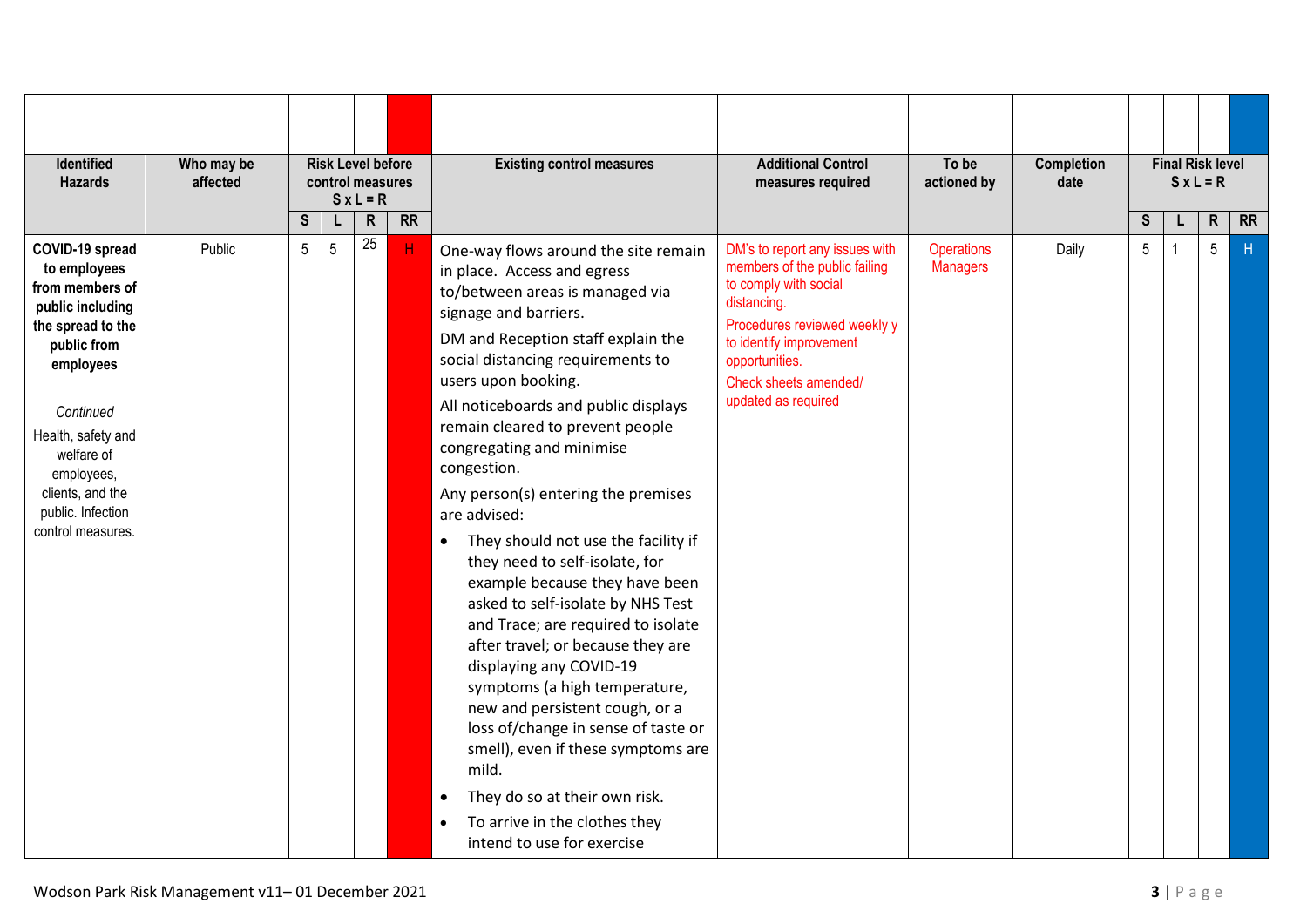| Identified Hazards | Who may be affected | Risk Level before control measures S x L = R | | | | Existing control measures | Additional Control measures required | To be actioned by | Completion date | Final Risk level S x L = R | | | |
|---|---|---|---|---|---|---|---|---|---|---|---|---|---|
| | | S | L | R | RR | | | | | S | L | R | RR |
| **COVID-19 spread to employees from members of public including the spread to the public from employees**<br><br>*Continued*<br>Health, safety and welfare of employees, clients, and the public. Infection control measures. | Public | 5 | 5 | 25 | H | One-way flows around the site remain in place. Access and egress to/between areas is managed via signage and barriers.<br><br>DM and Reception staff explain the social distancing requirements to users upon booking.<br><br>All noticeboards and public displays remain cleared to prevent people congregating and minimise congestion.<br><br>Any person(s) entering the premises are advised:<br>• They should not use the facility if they need to self-isolate, for example because they have been asked to self-isolate by NHS Test and Trace; are required to isolate after travel; or because they are displaying any COVID-19 symptoms (a high temperature, new and persistent cough, or a loss of/change in sense of taste or smell), even if these symptoms are mild.<br>• They do so at their own risk.<br>• To arrive in the clothes they intend to use for exercise | DM's to report any issues with members of the public failing to comply with social distancing.<br><br>Procedures reviewed weekly y to identify improvement opportunities.<br><br>Check sheets amended/ updated as required | Operations Managers | Daily | 5 | 1 | 5 | H |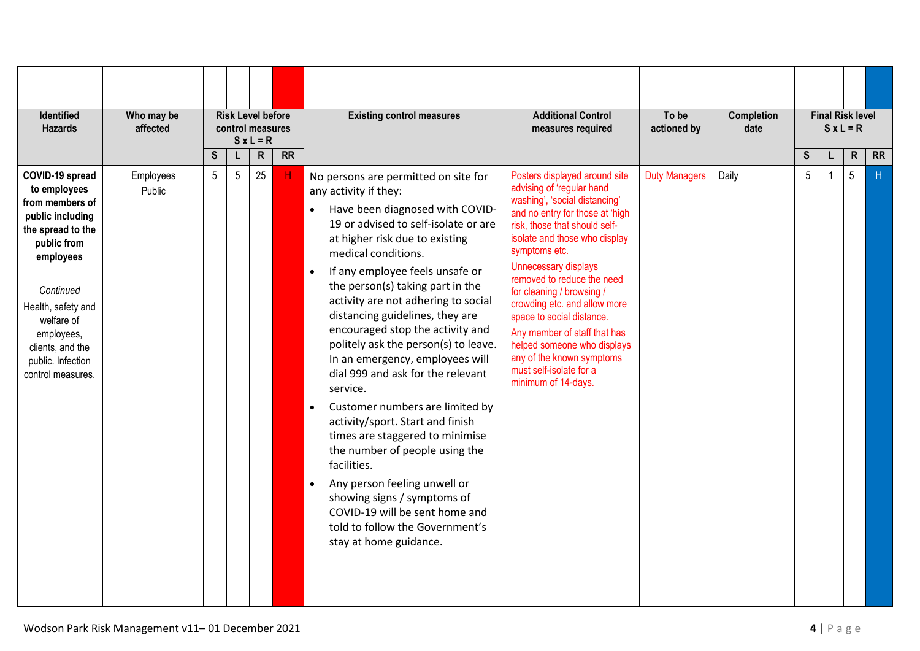| Identified Hazards | Who may be affected | Risk Level before control measures S x L = R | | | | Existing control measures | Additional Control measures required | To be actioned by | Completion date | Final Risk level S x L = R | | | |
|---|---|---|---|---|---|---|---|---|---|---|---|---|---|
| | | S | L | R | RR | | | | | S | L | R | RR |
| **COVID-19 spread to employees from members of public including the spread to the public from employees**<br><br>*Continued*<br>Health, safety and welfare of employees, clients, and the public. Infection control measures. | Employees<br>Public | 5 | 5 | 25 | H | No persons are permitted on site for any activity if they:<br>• Have been diagnosed with COVID-19 or advised to self-isolate or are at higher risk due to existing medical conditions.<br>• If any employee feels unsafe or the person(s) taking part in the activity are not adhering to social distancing guidelines, they are encouraged stop the activity and politely ask the person(s) to leave. In an emergency, employees will dial 999 and ask for the relevant service.<br>• Customer numbers are limited by activity/sport. Start and finish times are staggered to minimise the number of people using the facilities.<br>• Any person feeling unwell or showing signs / symptoms of COVID-19 will be sent home and told to follow the Government's stay at home guidance. | Posters displayed around site advising of 'regular hand washing', 'social distancing' and no entry for those at 'high risk, those that should self-isolate and those who display symptoms etc.<br>Unnecessary displays removed to reduce the need for cleaning / browsing / crowding etc. and allow more space to social distance.<br>Any member of staff that has helped someone who displays any of the known symptoms must self-isolate for a minimum of 14-days. | Duty Managers | Daily | 5 | 1 | 5 | H |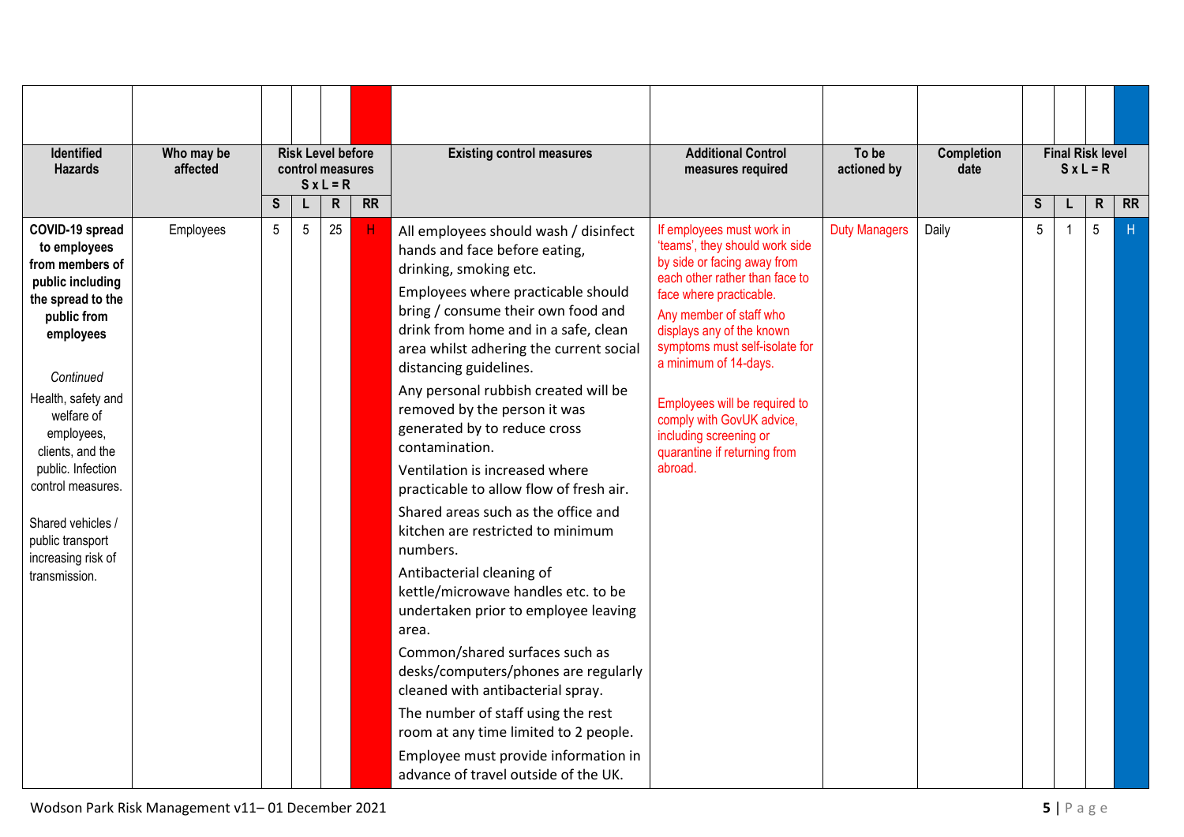| Identified Hazards | Who may be affected | Risk Level before control measures S x L = R | | | | Existing control measures | Additional Control measures required | To be actioned by | Completion date | Final Risk level S x L = R | | | |
|---|---|---|---|---|---|---|---|---|---|---|---|---|---|
| | | S | L | R | RR | | | | | S | L | R | RR |
| **COVID-19 spread to employees from members of public including the spread to the public from employees**<br><br>*Continued*<br>Health, safety and welfare of employees, clients, and the public. Infection control measures.<br><br>Shared vehicles / public transport increasing risk of transmission. | Employees | 5 | 5 | 25 | H | All employees should wash / disinfect hands and face before eating, drinking, smoking etc.<br>Employees where practicable should bring / consume their own food and drink from home and in a safe, clean area whilst adhering the current social distancing guidelines.<br>Any personal rubbish created will be removed by the person it was generated by to reduce cross contamination.<br>Ventilation is increased where practicable to allow flow of fresh air.<br>Shared areas such as the office and kitchen are restricted to minimum numbers.<br>Antibacterial cleaning of kettle/microwave handles etc. to be undertaken prior to employee leaving area.<br>Common/shared surfaces such as desks/computers/phones are regularly cleaned with antibacterial spray.<br>The number of staff using the rest room at any time limited to 2 people.<br>Employee must provide information in advance of travel outside of the UK. | If employees must work in 'teams', they should work side by side or facing away from each other rather than face to face where practicable.<br>Any member of staff who displays any of the known symptoms must self-isolate for a minimum of 14-days.<br><br>Employees will be required to comply with GovUK advice, including screening or quarantine if returning from abroad. | Duty Managers | Daily | 5 | 1 | 5 | H |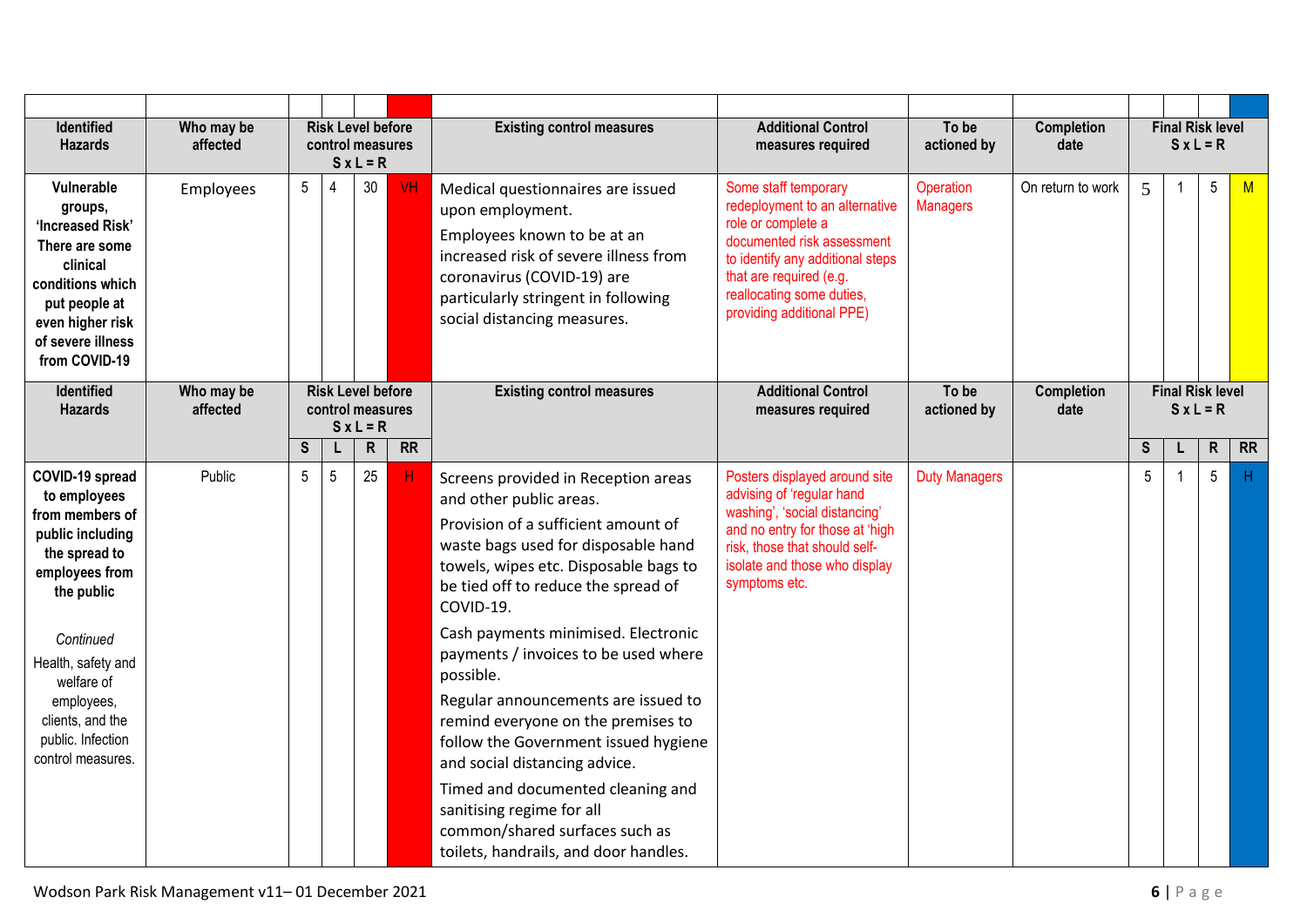| Identified Hazards | Who may be affected | Risk Level before control measures S x L = R | | | | Existing control measures | Additional Control measures required | To be actioned by | Completion date | Final Risk level S x L = R | | | |
|---|---|---|---|---|---|---|---|---|---|---|---|---|---|
| **Vulnerable groups, 'Increased Risk' There are some clinical conditions which put people at even higher risk of severe illness from COVID-19** | Employees | 5 | 4 | 30 | VH | Medical questionnaires are issued upon employment.<br>Employees known to be at an increased risk of severe illness from coronavirus (COVID-19) are particularly stringent in following social distancing measures. | Some staff temporary redeployment to an alternative role or complete a documented risk assessment to identify any additional steps that are required (e.g. reallocating some duties, providing additional PPE) | Operation Managers | On return to work | 5 | 1 | 5 | M |
| **Identified Hazards** | **Who may be affected** | **Risk Level before control measures S x L = R** | | | | **Existing control measures** | **Additional Control measures required** | **To be actioned by** | **Completion date** | **Final Risk level S x L = R** | | | |
| | | **S** | **L** | **R** | **RR** | | | | | **S** | **L** | **R** | **RR** |
| **COVID-19 spread to employees from members of public including the spread to employees from the public**<br><br>*Continued*<br>Health, safety and welfare of employees, clients, and the public. Infection control measures. | Public | 5 | 5 | 25 | H | Screens provided in Reception areas and other public areas.<br>Provision of a sufficient amount of waste bags used for disposable hand towels, wipes etc. Disposable bags to be tied off to reduce the spread of COVID-19.<br>Cash payments minimised. Electronic payments / invoices to be used where possible.<br>Regular announcements are issued to remind everyone on the premises to follow the Government issued hygiene and social distancing advice.<br>Timed and documented cleaning and sanitising regime for all common/shared surfaces such as toilets, handrails, and door handles. | Posters displayed around site advising of 'regular hand washing', 'social distancing' and no entry for those at 'high risk, those that should self-isolate and those who display symptoms etc. | Duty Managers | | 5 | 1 | 5 | H |

Wodson Park Risk Management v11– 01 December 2021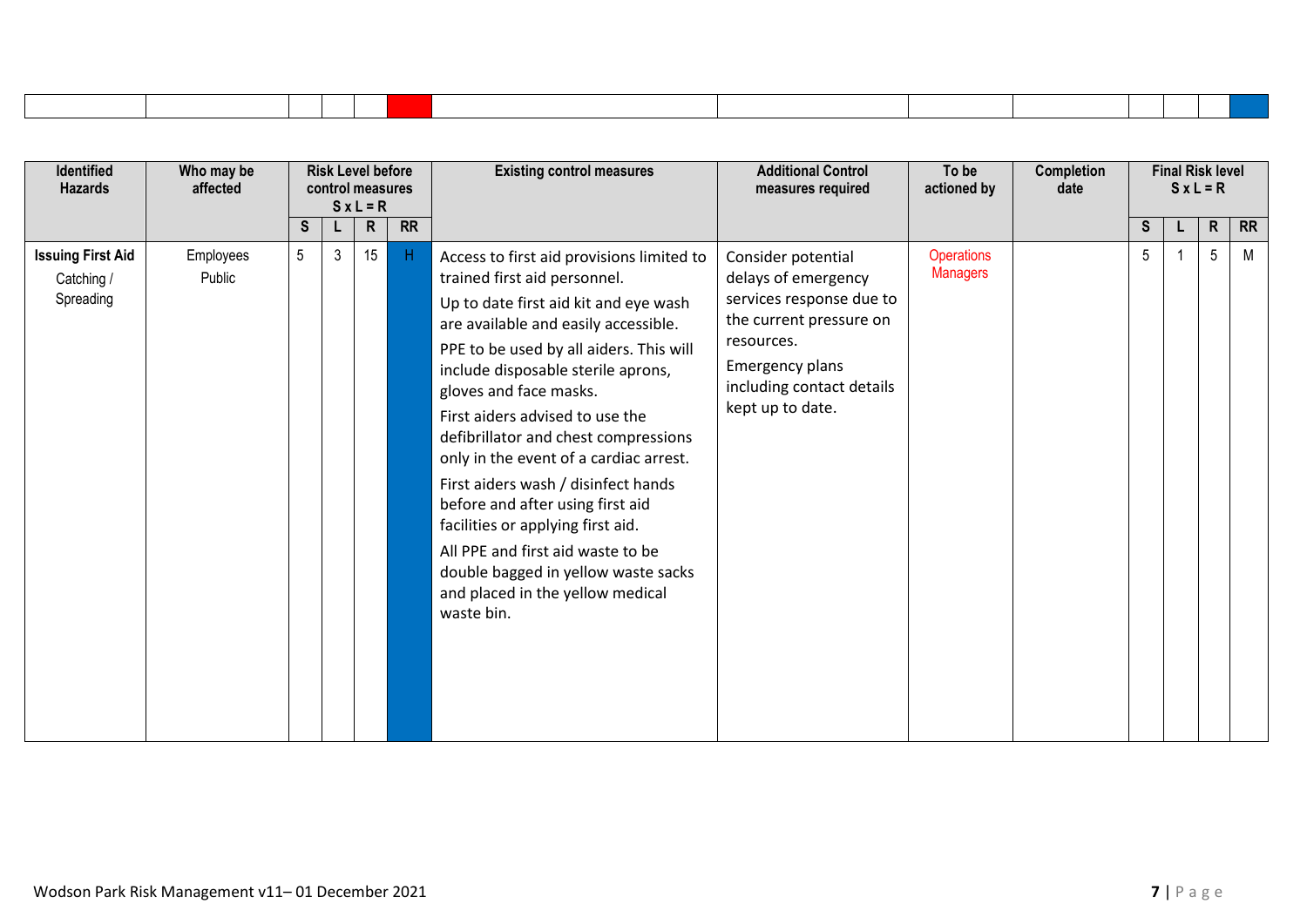| Identified Hazards | Who may be affected | Risk Level before control measures S x L = R | | | | Existing control measures | Additional Control measures required | To be actioned by | Completion date | Final Risk level S x L = R | | | |
|---|---|---|---|---|---|---|---|---|---|---|---|---|---|
| | | S | L | R | RR | | | | | S | L | R | RR |
| **Issuing First Aid** Catching / Spreading | Employees Public | 5 | 3 | 15 | H | Access to first aid provisions limited to trained first aid personnel. Up to date first aid kit and eye wash are available and easily accessible. PPE to be used by all aiders. This will include disposable sterile aprons, gloves and face masks. First aiders advised to use the defibrillator and chest compressions only in the event of a cardiac arrest. First aiders wash / disinfect hands before and after using first aid facilities or applying first aid. All PPE and first aid waste to be double bagged in yellow waste sacks and placed in the yellow medical waste bin. | Consider potential delays of emergency services response due to the current pressure on resources. Emergency plans including contact details kept up to date. | Operations Managers | | 5 | 1 | 5 | M |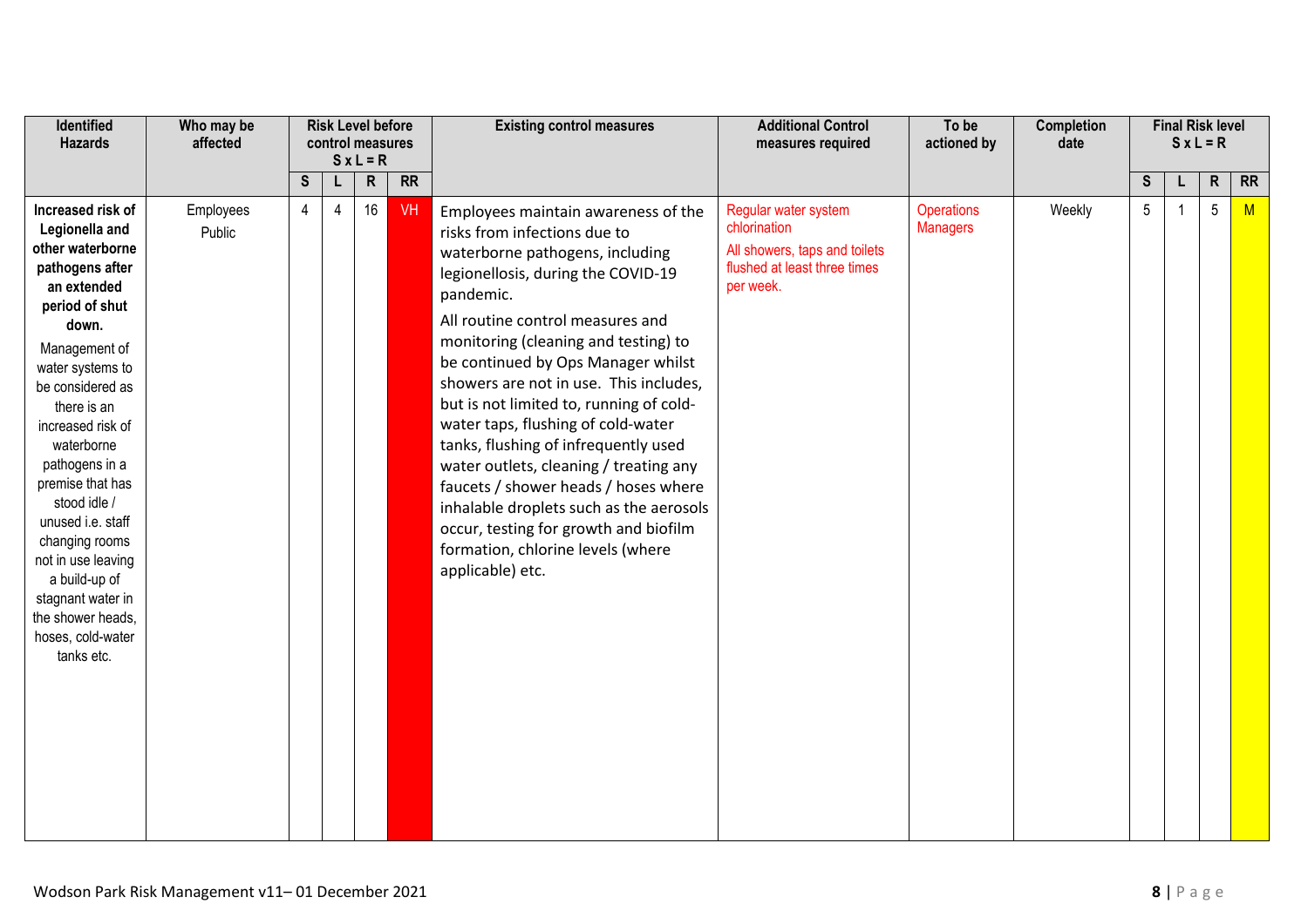| Identified Hazards | Who may be affected | Risk Level before control measures S x L = R | | | | Existing control measures | Additional Control measures required | To be actioned by | Completion date | Final Risk level S x L = R | | | |
|---|---|---|---|---|---|---|---|---|---|---|---|---|---|
| | | S | L | R | RR | | | | | S | L | R | RR |
| **Increased risk of Legionella and other waterborne pathogens after an extended period of shut down.** Management of water systems to be considered as there is an increased risk of waterborne pathogens in a premise that has stood idle / unused i.e. staff changing rooms not in use leaving a build-up of stagnant water in the shower heads, hoses, cold-water tanks etc. | Employees Public | 4 | 4 | 16 | VH | Employees maintain awareness of the risks from infections due to waterborne pathogens, including legionellosis, during the COVID-19 pandemic. All routine control measures and monitoring (cleaning and testing) to be continued by Ops Manager whilst showers are not in use. This includes, but is not limited to, running of cold-water taps, flushing of cold-water tanks, flushing of infrequently used water outlets, cleaning / treating any faucets / shower heads / hoses where inhalable droplets such as the aerosols occur, testing for growth and biofilm formation, chlorine levels (where applicable) etc. | Regular water system chlorination All showers, taps and toilets flushed at least three times per week. | Operations Managers | Weekly | 5 | 1 | 5 | M |

Wodson Park Risk Management v11– 01 December 2021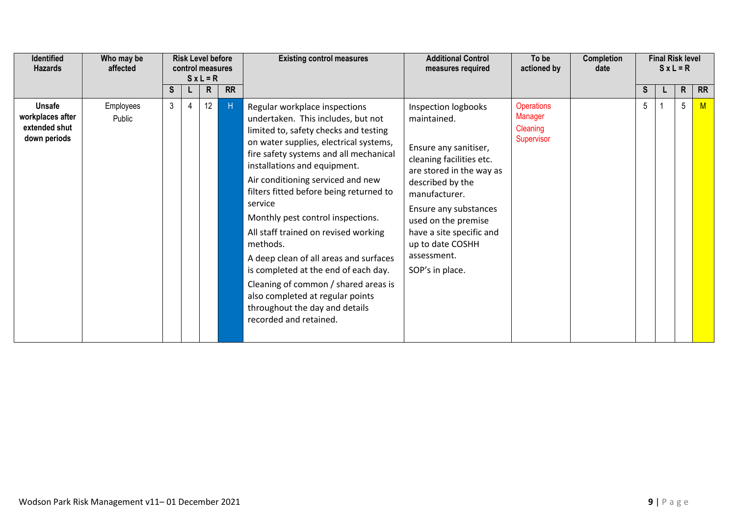| Identified Hazards | Who may be affected | Risk Level before control measures S x L = R | | | | Existing control measures | Additional Control measures required | To be actioned by | Completion date | Final Risk level S x L = R | | | |
|---|---|---|---|---|---|---|---|---|---|---|---|---|---|
| | | S | L | R | RR | | | | | S | L | R | RR |
| **Unsafe workplaces after extended shut down periods** | Employees<br>Public | 3 | 4 | 12 | H | Regular workplace inspections undertaken. This includes, but not limited to, safety checks and testing on water supplies, electrical systems, fire safety systems and all mechanical installations and equipment.<br>Air conditioning serviced and new filters fitted before being returned to service<br>Monthly pest control inspections.<br>All staff trained on revised working methods.<br>A deep clean of all areas and surfaces is completed at the end of each day.<br>Cleaning of common / shared areas is also completed at regular points throughout the day and details recorded and retained. | Inspection logbooks maintained.<br><br>Ensure any sanitiser, cleaning facilities etc. are stored in the way as described by the manufacturer.<br>Ensure any substances used on the premise have a site specific and up to date COSHH assessment.<br>SOP's in place. | Operations Manager<br>Cleaning Supervisor | | 5 | 1 | 5 | M |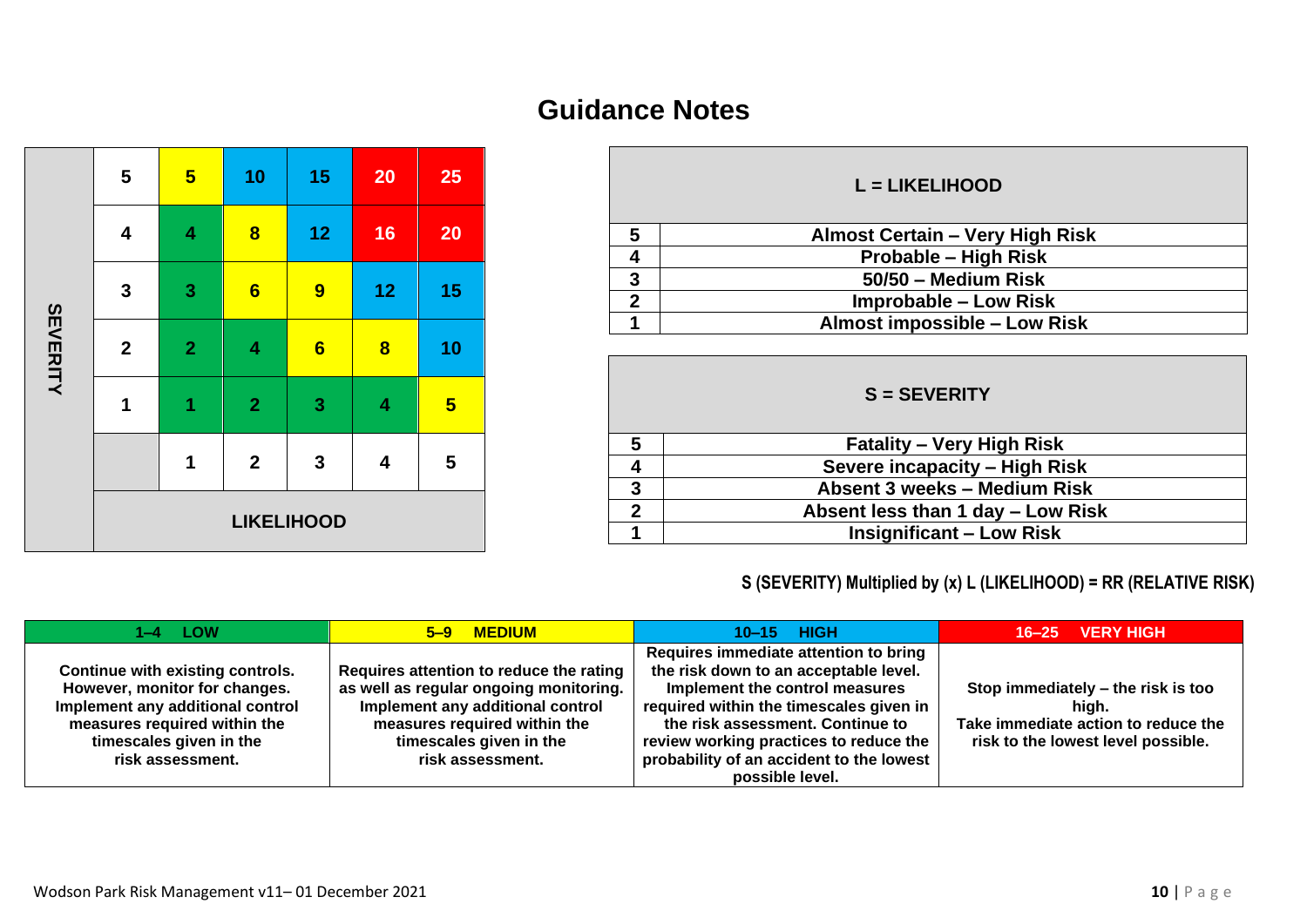# Guidance Notes

| SEVERITY | | | | | | |
|---|---|---|---|---|---|---|
| | 5 | 5 | 10 | 15 | 20 | 25 |
| | 4 | 4 | 8 | 12 | 16 | 20 |
| | 3 | 3 | 6 | 9 | 12 | 15 |
| | 2 | 2 | 4 | 6 | 8 | 10 |
| | 1 | 1 | 2 | 3 | 4 | 5 |
| | | 1 | 2 | 3 | 4 | 5 |
| | LIKELIHOOD | | | | | |

| L = LIKELIHOOD | |
|---|---|
| 5 | Almost Certain – Very High Risk |
| 4 | Probable – High Risk |
| 3 | 50/50 – Medium Risk |
| 2 | Improbable – Low Risk |
| 1 | Almost impossible – Low Risk |

| S = SEVERITY | |
|---|---|
| 5 | Fatality – Very High Risk |
| 4 | Severe incapacity – High Risk |
| 3 | Absent 3 weeks – Medium Risk |
| 2 | Absent less than 1 day – Low Risk |
| 1 | Insignificant – Low Risk |

**S (SEVERITY) Multiplied by (x) L (LIKELIHOOD) = RR (RELATIVE RISK)**

| 1–4 LOW | 5–9 MEDIUM | 10–15 HIGH | 16–25 VERY HIGH |
|---|---|---|---|
| Continue with existing controls. However, monitor for changes. Implement any additional control measures required within the timescales given in the risk assessment. | Requires attention to reduce the rating as well as regular ongoing monitoring. Implement any additional control measures required within the timescales given in the risk assessment. | Requires immediate attention to bring the risk down to an acceptable level. Implement the control measures required within the timescales given in the risk assessment. Continue to review working practices to reduce the probability of an accident to the lowest possible level. | Stop immediately – the risk is too high. Take immediate action to reduce the risk to the lowest level possible. |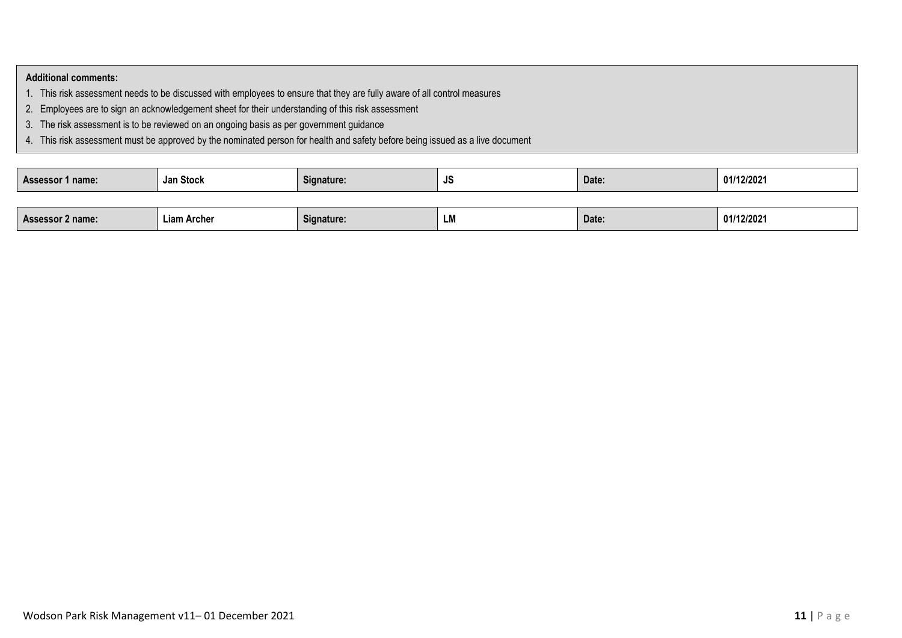**Additional comments:**

1. This risk assessment needs to be discussed with employees to ensure that they are fully aware of all control measures
2. Employees are to sign an acknowledgement sheet for their understanding of this risk assessment
3. The risk assessment is to be reviewed on an ongoing basis as per government guidance
4. This risk assessment must be approved by the nominated person for health and safety before being issued as a live document

| | | | | | |
|---|---|---|---|---|---|
| **Assessor 1 name:** | **Jan Stock** | **Signature:** | **JS** | **Date:** | **01/12/2021** |

| | | | | | |
|---|---|---|---|---|---|
| **Assessor 2 name:** | **Liam Archer** | **Signature:** | **LM** | **Date:** | **01/12/2021** |